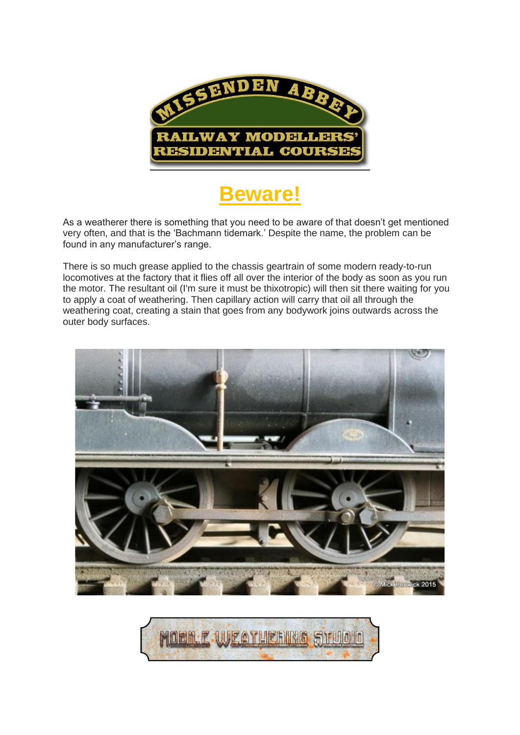# Beware!

As a weatherer there is something that you need to be aware of that doesn't get mentioned very often, and that is the 'Bachmann tidemark.' Despite the name, the problem can be found in any manufacturer's range.

There is so much grease applied to the chassis geartrain of some modern ready-to-run locomotives at the factory that it flies off all over the interior of the body as soon as you run the motor. The resultant oil (I'm sure it must be thixotropic) will then sit there waiting for you to apply a coat of weathering. Then capillary action will carry that oil all through the weathering coat, creating a stain that goes from any bodywork joins outwards across the outer body surfaces.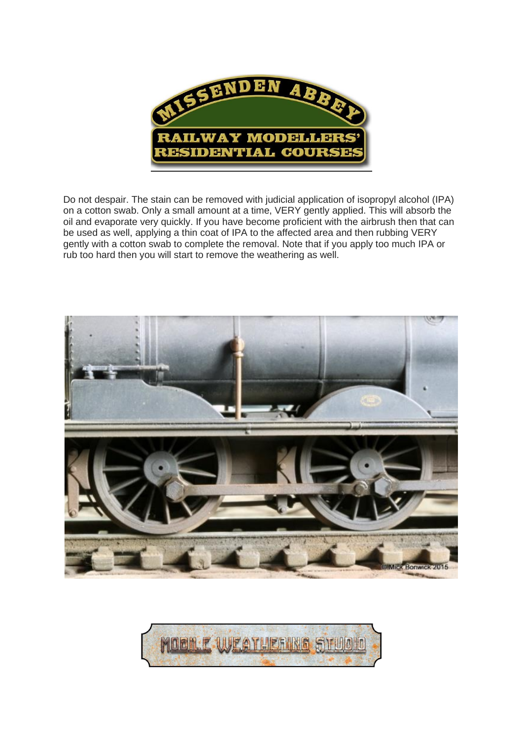Do not despair. The stain can be removed with judicial application of isopropyl alcohol (IPA) on a cotton swab. Only a small amount at a time, VERY gently applied. This will absorb the oil and evaporate very quickly. If you have become proficient with the airbrush then that can be used as well, applying a thin coat of IPA to the affected area and then rubbing VERY gently with a cotton swab to complete the removal. Note that if you apply too much IPA or rub too hard then you will start to remove the weathering as well.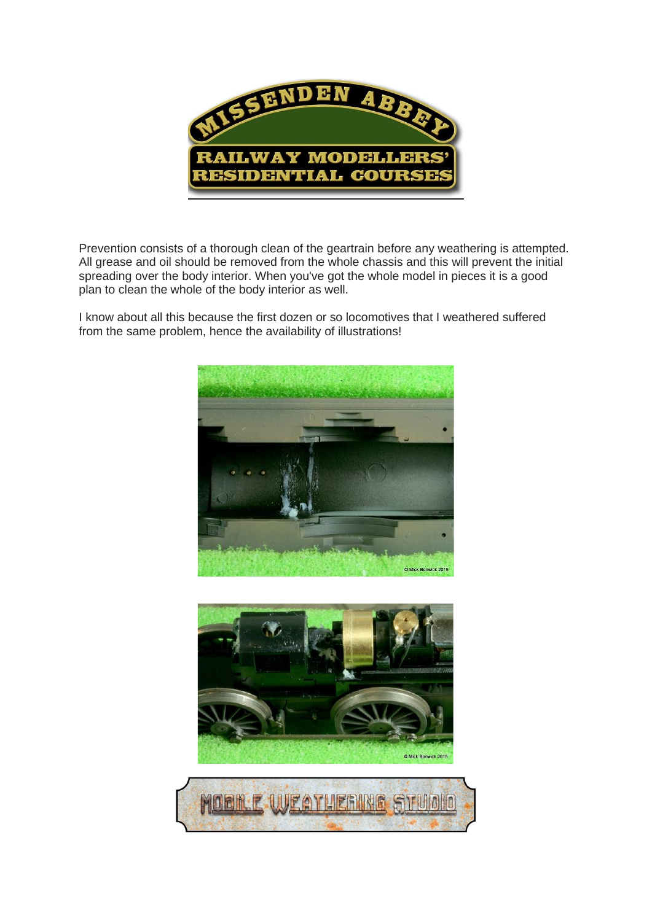Prevention consists of a thorough clean of the geartrain before any weathering is attempted. All grease and oil should be removed from the whole chassis and this will prevent the initial spreading over the body interior. When you've got the whole model in pieces it is a good plan to clean the whole of the body interior as well.

I know about all this because the first dozen or so locomotives that I weathered suffered from the same problem, hence the availability of illustrations!